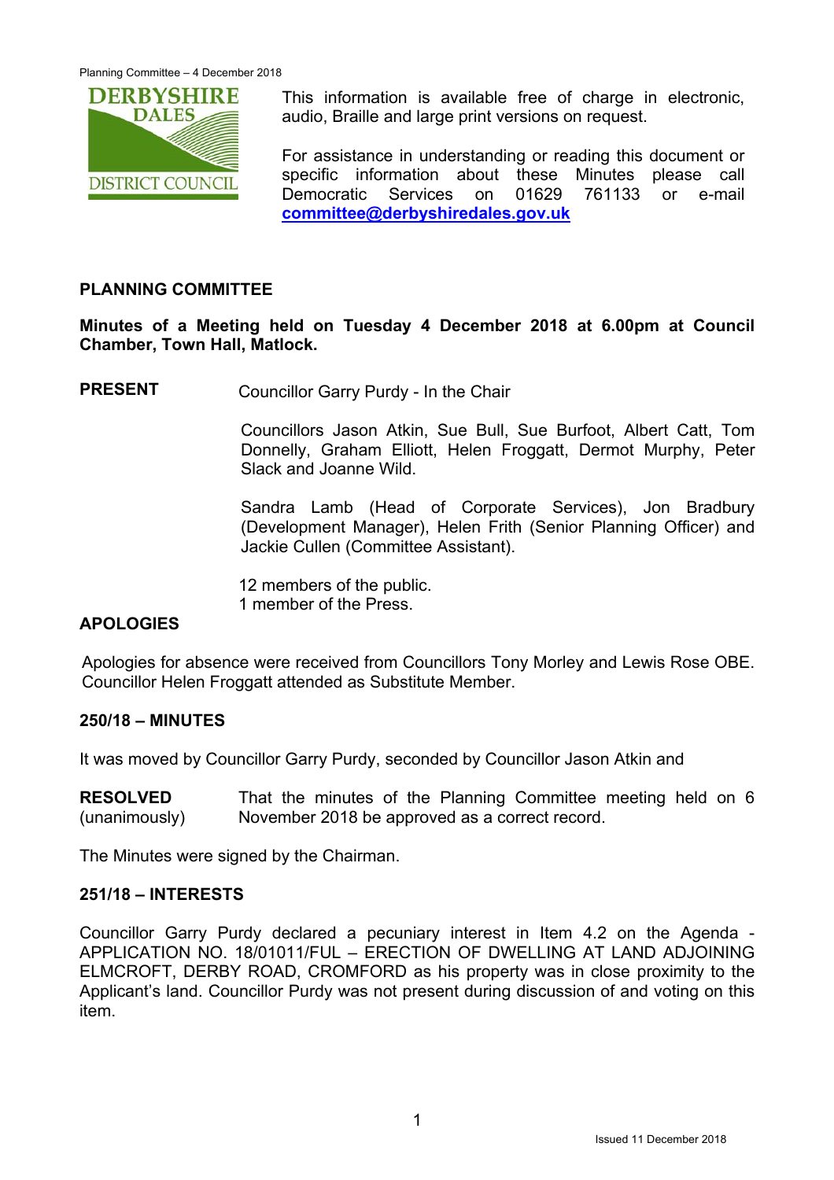This information is available free of charge in electronic, audio, Braille and large print versions on request.

For assistance in understanding or reading this document or specific information about these Minutes please call Democratic Services on 01629 761133 or e-mail **committee@derbyshiredales.gov.uk**

## PLANNING COMMITTEE

**Minutes of a Meeting held on Tuesday 4 December 2018 at 6.00pm at Council Chamber, Town Hall, Matlock.**

**PRESENT**

Councillor Garry Purdy - In the Chair

Councillors Jason Atkin, Sue Bull, Sue Burfoot, Albert Catt, Tom Donnelly, Graham Elliott, Helen Froggatt, Dermot Murphy, Peter Slack and Joanne Wild.

Sandra Lamb (Head of Corporate Services), Jon Bradbury (Development Manager), Helen Frith (Senior Planning Officer) and Jackie Cullen (Committee Assistant).

12 members of the public.
1 member of the Press.

**APOLOGIES**

Apologies for absence were received from Councillors Tony Morley and Lewis Rose OBE. Councillor Helen Froggatt attended as Substitute Member.

### 250/18 – MINUTES

It was moved by Councillor Garry Purdy, seconded by Councillor Jason Atkin and

**RESOLVED** (unanimously) That the minutes of the Planning Committee meeting held on 6 November 2018 be approved as a correct record.

The Minutes were signed by the Chairman.

### 251/18 – INTERESTS

Councillor Garry Purdy declared a pecuniary interest in Item 4.2 on the Agenda - APPLICATION NO. 18/01011/FUL – ERECTION OF DWELLING AT LAND ADJOINING ELMCROFT, DERBY ROAD, CROMFORD as his property was in close proximity to the Applicant's land. Councillor Purdy was not present during discussion of and voting on this item.

Issued 11 December 2018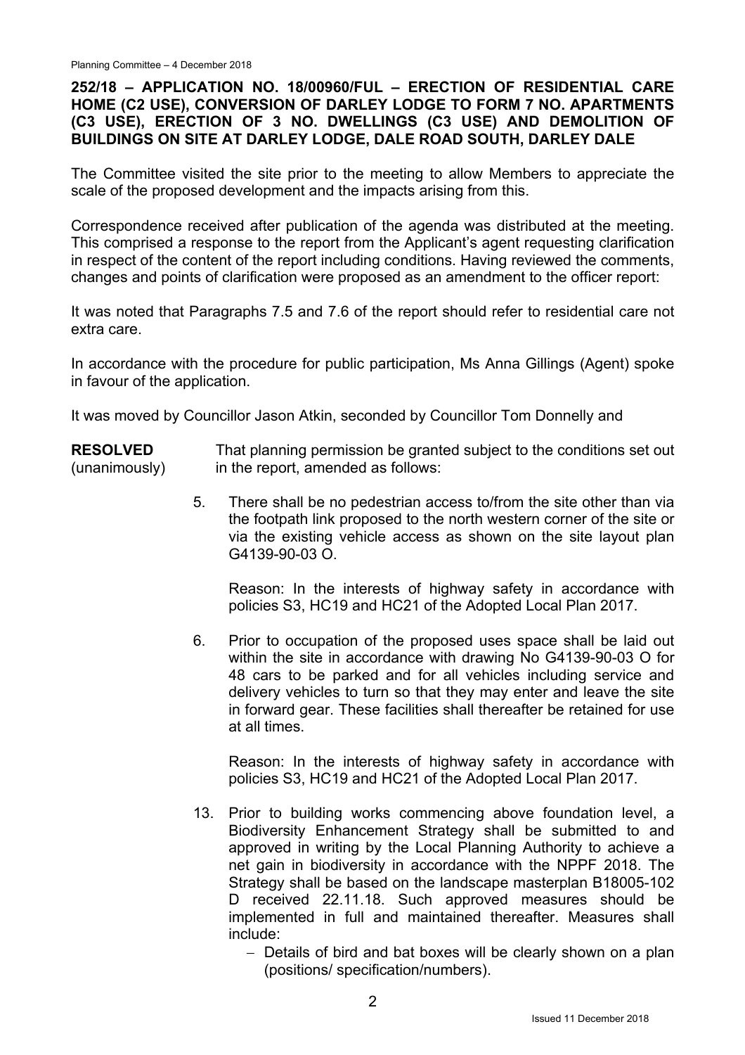## 252/18 – APPLICATION NO. 18/00960/FUL – ERECTION OF RESIDENTIAL CARE HOME (C2 USE), CONVERSION OF DARLEY LODGE TO FORM 7 NO. APARTMENTS (C3 USE), ERECTION OF 3 NO. DWELLINGS (C3 USE) AND DEMOLITION OF BUILDINGS ON SITE AT DARLEY LODGE, DALE ROAD SOUTH, DARLEY DALE

The Committee visited the site prior to the meeting to allow Members to appreciate the scale of the proposed development and the impacts arising from this.

Correspondence received after publication of the agenda was distributed at the meeting. This comprised a response to the report from the Applicant's agent requesting clarification in respect of the content of the report including conditions. Having reviewed the comments, changes and points of clarification were proposed as an amendment to the officer report:

It was noted that Paragraphs 7.5 and 7.6 of the report should refer to residential care not extra care.

In accordance with the procedure for public participation, Ms Anna Gillings (Agent) spoke in favour of the application.

It was moved by Councillor Jason Atkin, seconded by Councillor Tom Donnelly and

**RESOLVED** (unanimously)

That planning permission be granted subject to the conditions set out in the report, amended as follows:

5. There shall be no pedestrian access to/from the site other than via the footpath link proposed to the north western corner of the site or via the existing vehicle access as shown on the site layout plan G4139-90-03 O.

   Reason: In the interests of highway safety in accordance with policies S3, HC19 and HC21 of the Adopted Local Plan 2017.

6. Prior to occupation of the proposed uses space shall be laid out within the site in accordance with drawing No G4139-90-03 O for 48 cars to be parked and for all vehicles including service and delivery vehicles to turn so that they may enter and leave the site in forward gear. These facilities shall thereafter be retained for use at all times.

   Reason: In the interests of highway safety in accordance with policies S3, HC19 and HC21 of the Adopted Local Plan 2017.

13. Prior to building works commencing above foundation level, a Biodiversity Enhancement Strategy shall be submitted to and approved in writing by the Local Planning Authority to achieve a net gain in biodiversity in accordance with the NPPF 2018. The Strategy shall be based on the landscape masterplan B18005-102 D received 22.11.18. Such approved measures should be implemented in full and maintained thereafter. Measures shall include:

    - Details of bird and bat boxes will be clearly shown on a plan (positions/ specification/numbers).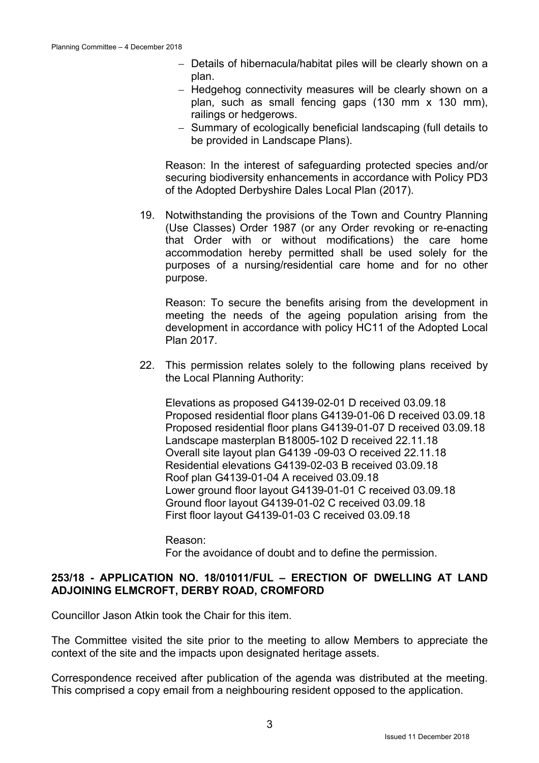- Details of hibernacula/habitat piles will be clearly shown on a plan.
- Hedgehog connectivity measures will be clearly shown on a plan, such as small fencing gaps (130 mm x 130 mm), railings or hedgerows.
- Summary of ecologically beneficial landscaping (full details to be provided in Landscape Plans).

Reason: In the interest of safeguarding protected species and/or securing biodiversity enhancements in accordance with Policy PD3 of the Adopted Derbyshire Dales Local Plan (2017).

19. Notwithstanding the provisions of the Town and Country Planning (Use Classes) Order 1987 (or any Order revoking or re-enacting that Order with or without modifications) the care home accommodation hereby permitted shall be used solely for the purposes of a nursing/residential care home and for no other purpose.

    Reason: To secure the benefits arising from the development in meeting the needs of the ageing population arising from the development in accordance with policy HC11 of the Adopted Local Plan 2017.

22. This permission relates solely to the following plans received by the Local Planning Authority:

    Elevations as proposed G4139-02-01 D received 03.09.18
    Proposed residential floor plans G4139-01-06 D received 03.09.18
    Proposed residential floor plans G4139-01-07 D received 03.09.18
    Landscape masterplan B18005-102 D received 22.11.18
    Overall site layout plan G4139 -09-03 O received 22.11.18
    Residential elevations G4139-02-03 B received 03.09.18
    Roof plan G4139-01-04 A received 03.09.18
    Lower ground floor layout G4139-01-01 C received 03.09.18
    Ground floor layout G4139-01-02 C received 03.09.18
    First floor layout G4139-01-03 C received 03.09.18

    Reason:
    For the avoidance of doubt and to define the permission.

**253/18 - APPLICATION NO. 18/01011/FUL – ERECTION OF DWELLING AT LAND ADJOINING ELMCROFT, DERBY ROAD, CROMFORD**

Councillor Jason Atkin took the Chair for this item.

The Committee visited the site prior to the meeting to allow Members to appreciate the context of the site and the impacts upon designated heritage assets.

Correspondence received after publication of the agenda was distributed at the meeting. This comprised a copy email from a neighbouring resident opposed to the application.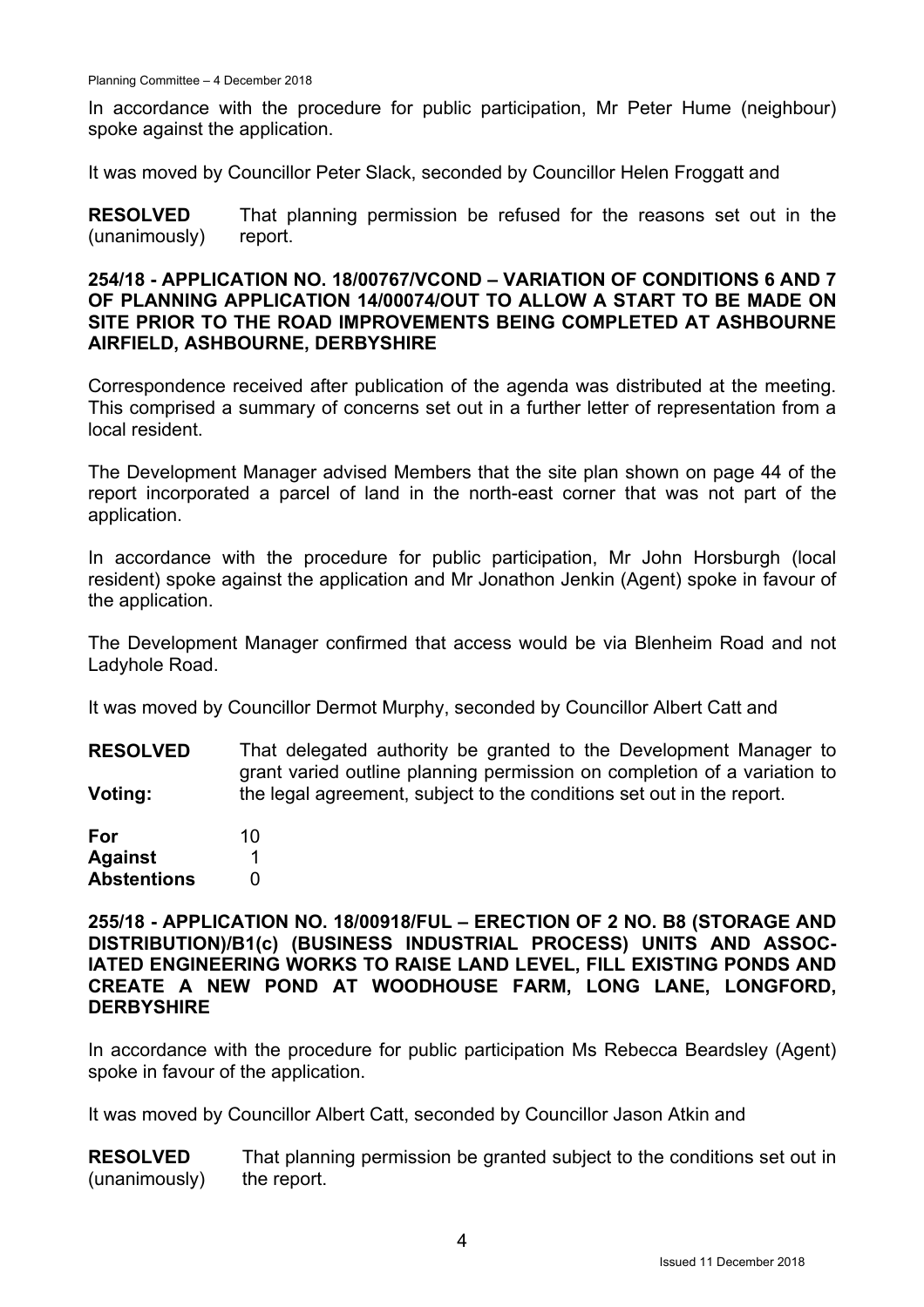In accordance with the procedure for public participation, Mr Peter Hume (neighbour) spoke against the application.

It was moved by Councillor Peter Slack, seconded by Councillor Helen Froggatt and

**RESOLVED** (unanimously) That planning permission be refused for the reasons set out in the report.

**254/18 - APPLICATION NO. 18/00767/VCOND – VARIATION OF CONDITIONS 6 AND 7 OF PLANNING APPLICATION 14/00074/OUT TO ALLOW A START TO BE MADE ON SITE PRIOR TO THE ROAD IMPROVEMENTS BEING COMPLETED AT ASHBOURNE AIRFIELD, ASHBOURNE, DERBYSHIRE**

Correspondence received after publication of the agenda was distributed at the meeting. This comprised a summary of concerns set out in a further letter of representation from a local resident.

The Development Manager advised Members that the site plan shown on page 44 of the report incorporated a parcel of land in the north-east corner that was not part of the application.

In accordance with the procedure for public participation, Mr John Horsburgh (local resident) spoke against the application and Mr Jonathon Jenkin (Agent) spoke in favour of the application.

The Development Manager confirmed that access would be via Blenheim Road and not Ladyhole Road.

It was moved by Councillor Dermot Murphy, seconded by Councillor Albert Catt and

**RESOLVED** That delegated authority be granted to the Development Manager to grant varied outline planning permission on completion of a variation to the legal agreement, subject to the conditions set out in the report.

**Voting:**

| | |
|---|---|
| **For** | 10 |
| **Against** | 1 |
| **Abstentions** | 0 |

**255/18 - APPLICATION NO. 18/00918/FUL – ERECTION OF 2 NO. B8 (STORAGE AND DISTRIBUTION)/B1(c) (BUSINESS INDUSTRIAL PROCESS) UNITS AND ASSOCIATED ENGINEERING WORKS TO RAISE LAND LEVEL, FILL EXISTING PONDS AND CREATE A NEW POND AT WOODHOUSE FARM, LONG LANE, LONGFORD, DERBYSHIRE**

In accordance with the procedure for public participation Ms Rebecca Beardsley (Agent) spoke in favour of the application.

It was moved by Councillor Albert Catt, seconded by Councillor Jason Atkin and

**RESOLVED** (unanimously) That planning permission be granted subject to the conditions set out in the report.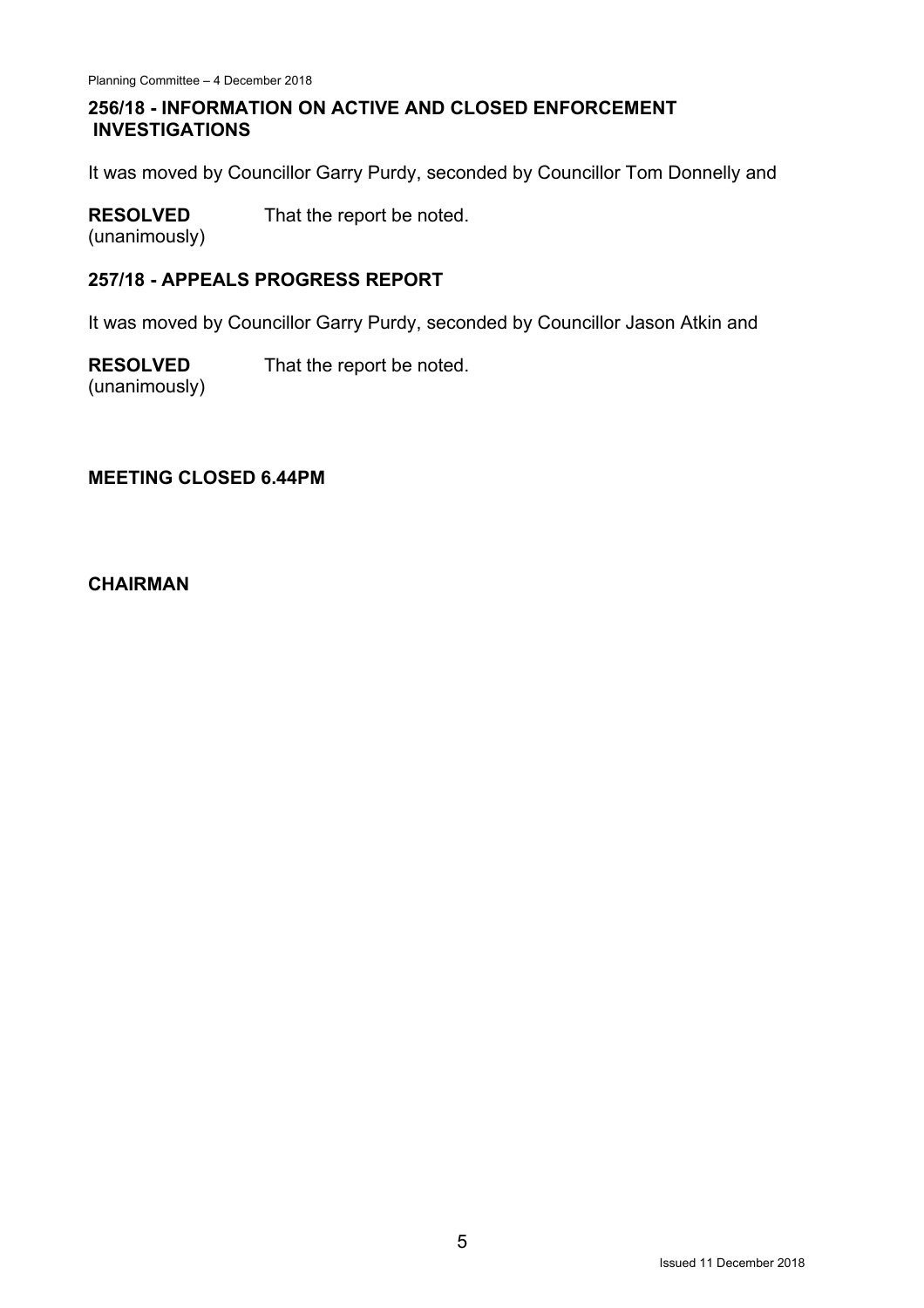## 256/18 - INFORMATION ON ACTIVE AND CLOSED ENFORCEMENT INVESTIGATIONS

It was moved by Councillor Garry Purdy, seconded by Councillor Tom Donnelly and

**RESOLVED** (unanimously) That the report be noted.

## 257/18 - APPEALS PROGRESS REPORT

It was moved by Councillor Garry Purdy, seconded by Councillor Jason Atkin and

**RESOLVED** (unanimously) That the report be noted.

**MEETING CLOSED 6.44PM**

**CHAIRMAN**